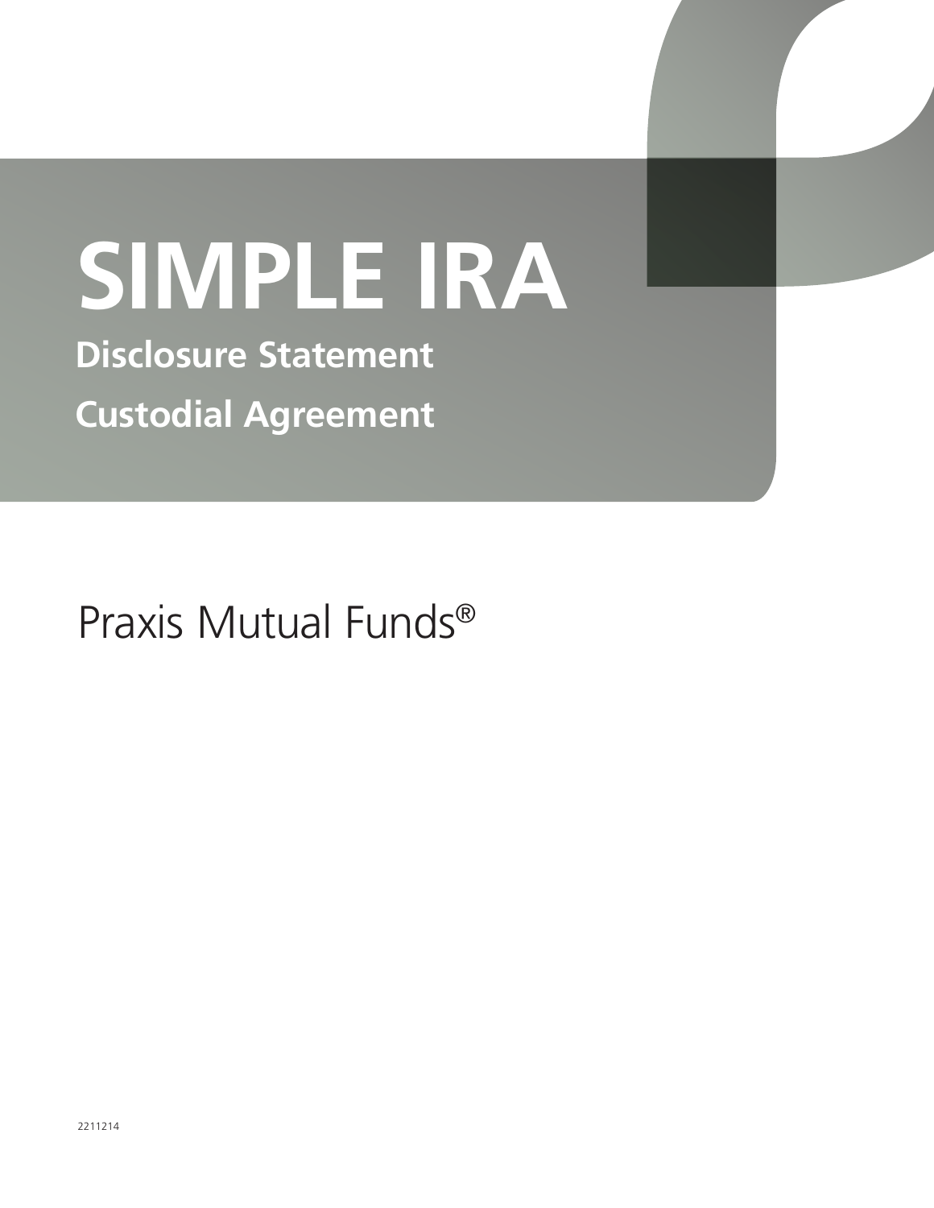# SIMPLE IRA

## Disclosure Statement

## Custodial Agreement

Praxis Mutual Funds®

2211214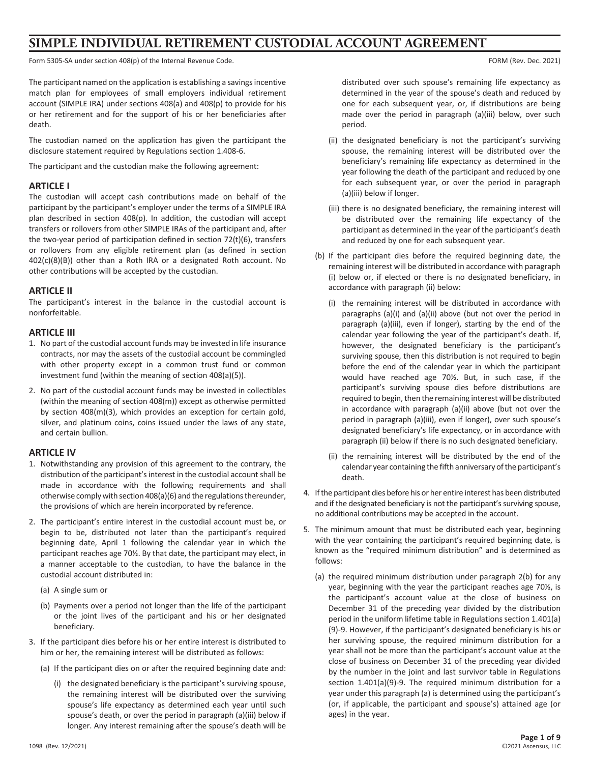# SIMPLE INDIVIDUAL RETIREMENT CUSTODIAL ACCOUNT AGREEMENT

Form 5305-SA under section 408(p) of the Internal Revenue Code. FORM (Rev. Dec. 2021)

The participant named on the application is establishing a savings incentive match plan for employees of small employers individual retirement account (SIMPLE IRA) under sections 408(a) and 408(p) to provide for his or her retirement and for the support of his or her beneficiaries after death.

The custodian named on the application has given the participant the disclosure statement required by Regulations section 1.408-6.

The participant and the custodian make the following agreement:

## ARTICLE I

The custodian will accept cash contributions made on behalf of the participant by the participant's employer under the terms of a SIMPLE IRA plan described in section 408(p). In addition, the custodian will accept transfers or rollovers from other SIMPLE IRAs of the participant and, after the two-year period of participation defined in section 72(t)(6), transfers or rollovers from any eligible retirement plan (as defined in section 402(c)(8)(B)) other than a Roth IRA or a designated Roth account. No other contributions will be accepted by the custodian.

## ARTICLE II

The participant's interest in the balance in the custodial account is nonforfeitable.

## ARTICLE III

1. No part of the custodial account funds may be invested in life insurance contracts, nor may the assets of the custodial account be commingled with other property except in a common trust fund or common investment fund (within the meaning of section 408(a)(5)).
2. No part of the custodial account funds may be invested in collectibles (within the meaning of section 408(m)) except as otherwise permitted by section 408(m)(3), which provides an exception for certain gold, silver, and platinum coins, coins issued under the laws of any state, and certain bullion.

## ARTICLE IV

1. Notwithstanding any provision of this agreement to the contrary, the distribution of the participant's interest in the custodial account shall be made in accordance with the following requirements and shall otherwise comply with section 408(a)(6) and the regulations thereunder, the provisions of which are herein incorporated by reference.
2. The participant's entire interest in the custodial account must be, or begin to be, distributed not later than the participant's required beginning date, April 1 following the calendar year in which the participant reaches age 70½. By that date, the participant may elect, in a manner acceptable to the custodian, to have the balance in the custodial account distributed in:
   (a) A single sum or
   (b) Payments over a period not longer than the life of the participant or the joint lives of the participant and his or her designated beneficiary.
3. If the participant dies before his or her entire interest is distributed to him or her, the remaining interest will be distributed as follows:
   (a) If the participant dies on or after the required beginning date and:
      (i) the designated beneficiary is the participant's surviving spouse, the remaining interest will be distributed over the surviving spouse's life expectancy as determined each year until such spouse's death, or over the period in paragraph (a)(iii) below if longer. Any interest remaining after the spouse's death will be distributed over such spouse's remaining life expectancy as determined in the year of the spouse's death and reduced by one for each subsequent year, or, if distributions are being made over the period in paragraph (a)(iii) below, over such period.
      (ii) the designated beneficiary is not the participant's surviving spouse, the remaining interest will be distributed over the beneficiary's remaining life expectancy as determined in the year following the death of the participant and reduced by one for each subsequent year, or over the period in paragraph (a)(iii) below if longer.
      (iii) there is no designated beneficiary, the remaining interest will be distributed over the remaining life expectancy of the participant as determined in the year of the participant's death and reduced by one for each subsequent year.
   (b) If the participant dies before the required beginning date, the remaining interest will be distributed in accordance with paragraph (i) below or, if elected or there is no designated beneficiary, in accordance with paragraph (ii) below:
      (i) the remaining interest will be distributed in accordance with paragraphs (a)(i) and (a)(ii) above (but not over the period in paragraph (a)(iii), even if longer), starting by the end of the calendar year following the year of the participant's death. If, however, the designated beneficiary is the participant's surviving spouse, then this distribution is not required to begin before the end of the calendar year in which the participant would have reached age 70½. But, in such case, if the participant's surviving spouse dies before distributions are required to begin, then the remaining interest will be distributed in accordance with paragraph (a)(ii) above (but not over the period in paragraph (a)(iii), even if longer), over such spouse's designated beneficiary's life expectancy, or in accordance with paragraph (ii) below if there is no such designated beneficiary.
      (ii) the remaining interest will be distributed by the end of the calendar year containing the fifth anniversary of the participant's death.
4. If the participant dies before his or her entire interest has been distributed and if the designated beneficiary is not the participant's surviving spouse, no additional contributions may be accepted in the account.
5. The minimum amount that must be distributed each year, beginning with the year containing the participant's required beginning date, is known as the "required minimum distribution" and is determined as follows:
   (a) the required minimum distribution under paragraph 2(b) for any year, beginning with the year the participant reaches age 70½, is the participant's account value at the close of business on December 31 of the preceding year divided by the distribution period in the uniform lifetime table in Regulations section 1.401(a)(9)-9. However, if the participant's designated beneficiary is his or her surviving spouse, the required minimum distribution for a year shall not be more than the participant's account value at the close of business on December 31 of the preceding year divided by the number in the joint and last survivor table in Regulations section 1.401(a)(9)-9. The required minimum distribution for a year under this paragraph (a) is determined using the participant's (or, if applicable, the participant and spouse's) attained age (or ages) in the year.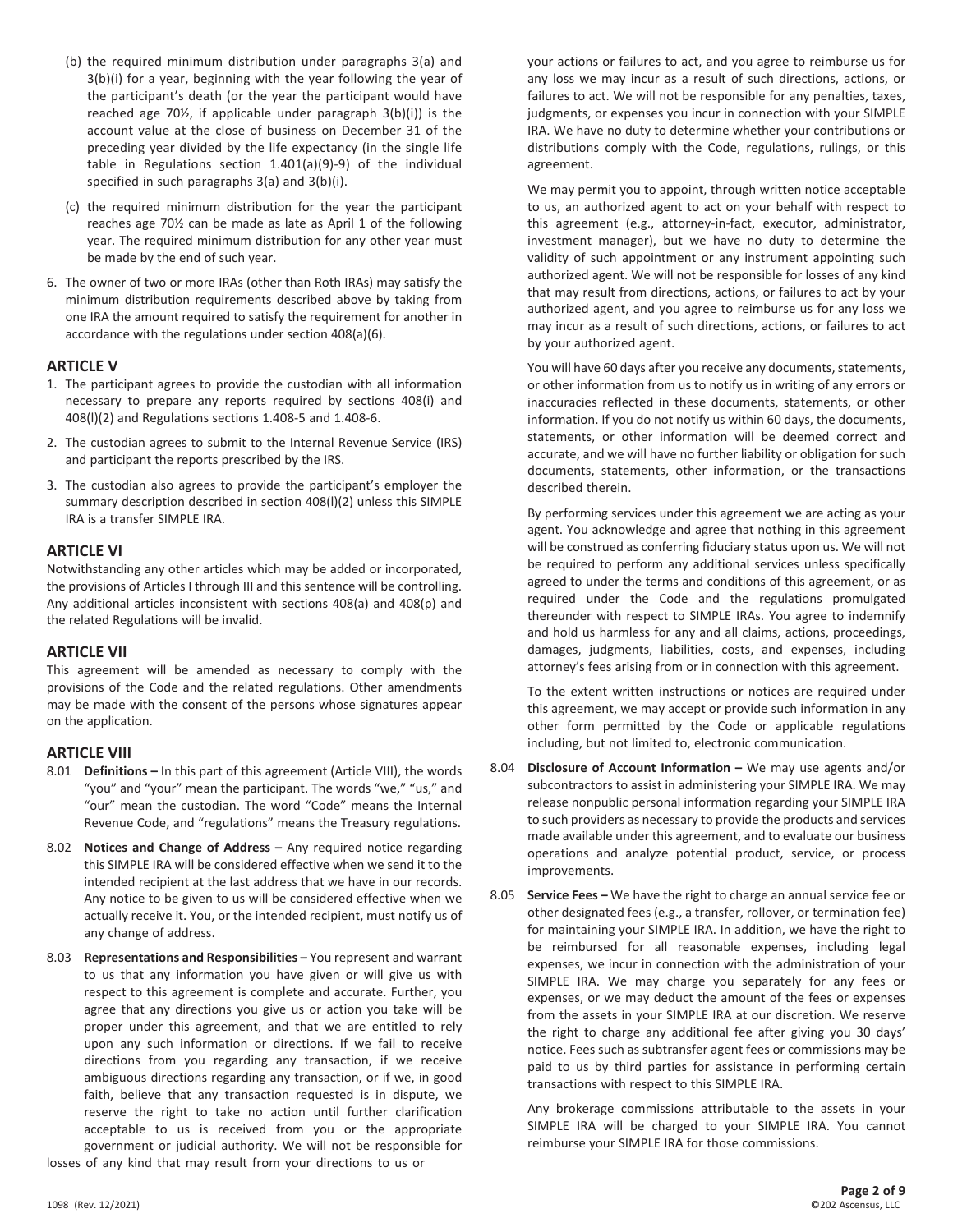(b) the required minimum distribution under paragraphs 3(a) and 3(b)(i) for a year, beginning with the year following the year of the participant's death (or the year the participant would have reached age 70½, if applicable under paragraph 3(b)(i)) is the account value at the close of business on December 31 of the preceding year divided by the life expectancy (in the single life table in Regulations section 1.401(a)(9)-9) of the individual specified in such paragraphs 3(a) and 3(b)(i).

(c) the required minimum distribution for the year the participant reaches age 70½ can be made as late as April 1 of the following year. The required minimum distribution for any other year must be made by the end of such year.

6. The owner of two or more IRAs (other than Roth IRAs) may satisfy the minimum distribution requirements described above by taking from one IRA the amount required to satisfy the requirement for another in accordance with the regulations under section 408(a)(6).

## ARTICLE V

1. The participant agrees to provide the custodian with all information necessary to prepare any reports required by sections 408(i) and 408(l)(2) and Regulations sections 1.408-5 and 1.408-6.
2. The custodian agrees to submit to the Internal Revenue Service (IRS) and participant the reports prescribed by the IRS.
3. The custodian also agrees to provide the participant's employer the summary description described in section 408(l)(2) unless this SIMPLE IRA is a transfer SIMPLE IRA.

## ARTICLE VI

Notwithstanding any other articles which may be added or incorporated, the provisions of Articles I through III and this sentence will be controlling. Any additional articles inconsistent with sections 408(a) and 408(p) and the related Regulations will be invalid.

## ARTICLE VII

This agreement will be amended as necessary to comply with the provisions of the Code and the related regulations. Other amendments may be made with the consent of the persons whose signatures appear on the application.

## ARTICLE VIII

8.01 **Definitions –** In this part of this agreement (Article VIII), the words "you" and "your" mean the participant. The words "we," "us," and "our" mean the custodian. The word "Code" means the Internal Revenue Code, and "regulations" means the Treasury regulations.

8.02 **Notices and Change of Address –** Any required notice regarding this SIMPLE IRA will be considered effective when we send it to the intended recipient at the last address that we have in our records. Any notice to be given to us will be considered effective when we actually receive it. You, or the intended recipient, must notify us of any change of address.

8.03 **Representations and Responsibilities –** You represent and warrant to us that any information you have given or will give us with respect to this agreement is complete and accurate. Further, you agree that any directions you give us or action you take will be proper under this agreement, and that we are entitled to rely upon any such information or directions. If we fail to receive directions from you regarding any transaction, if we receive ambiguous directions regarding any transaction, or if we, in good faith, believe that any transaction requested is in dispute, we reserve the right to take no action until further clarification acceptable to us is received from you or the appropriate government or judicial authority. We will not be responsible for losses of any kind that may result from your directions to us or your actions or failures to act, and you agree to reimburse us for any loss we may incur as a result of such directions, actions, or failures to act. We will not be responsible for any penalties, taxes, judgments, or expenses you incur in connection with your SIMPLE IRA. We have no duty to determine whether your contributions or distributions comply with the Code, regulations, rulings, or this agreement.

We may permit you to appoint, through written notice acceptable to us, an authorized agent to act on your behalf with respect to this agreement (e.g., attorney-in-fact, executor, administrator, investment manager), but we have no duty to determine the validity of such appointment or any instrument appointing such authorized agent. We will not be responsible for losses of any kind that may result from directions, actions, or failures to act by your authorized agent, and you agree to reimburse us for any loss we may incur as a result of such directions, actions, or failures to act by your authorized agent.

You will have 60 days after you receive any documents, statements, or other information from us to notify us in writing of any errors or inaccuracies reflected in these documents, statements, or other information. If you do not notify us within 60 days, the documents, statements, or other information will be deemed correct and accurate, and we will have no further liability or obligation for such documents, statements, other information, or the transactions described therein.

By performing services under this agreement we are acting as your agent. You acknowledge and agree that nothing in this agreement will be construed as conferring fiduciary status upon us. We will not be required to perform any additional services unless specifically agreed to under the terms and conditions of this agreement, or as required under the Code and the regulations promulgated thereunder with respect to SIMPLE IRAs. You agree to indemnify and hold us harmless for any and all claims, actions, proceedings, damages, judgments, liabilities, costs, and expenses, including attorney's fees arising from or in connection with this agreement.

To the extent written instructions or notices are required under this agreement, we may accept or provide such information in any other form permitted by the Code or applicable regulations including, but not limited to, electronic communication.

8.04 **Disclosure of Account Information –** We may use agents and/or subcontractors to assist in administering your SIMPLE IRA. We may release nonpublic personal information regarding your SIMPLE IRA to such providers as necessary to provide the products and services made available under this agreement, and to evaluate our business operations and analyze potential product, service, or process improvements.

8.05 **Service Fees –** We have the right to charge an annual service fee or other designated fees (e.g., a transfer, rollover, or termination fee) for maintaining your SIMPLE IRA. In addition, we have the right to be reimbursed for all reasonable expenses, including legal expenses, we incur in connection with the administration of your SIMPLE IRA. We may charge you separately for any fees or expenses, or we may deduct the amount of the fees or expenses from the assets in your SIMPLE IRA at our discretion. We reserve the right to charge any additional fee after giving you 30 days' notice. Fees such as subtransfer agent fees or commissions may be paid to us by third parties for assistance in performing certain transactions with respect to this SIMPLE IRA.

Any brokerage commissions attributable to the assets in your SIMPLE IRA will be charged to your SIMPLE IRA. You cannot reimburse your SIMPLE IRA for those commissions.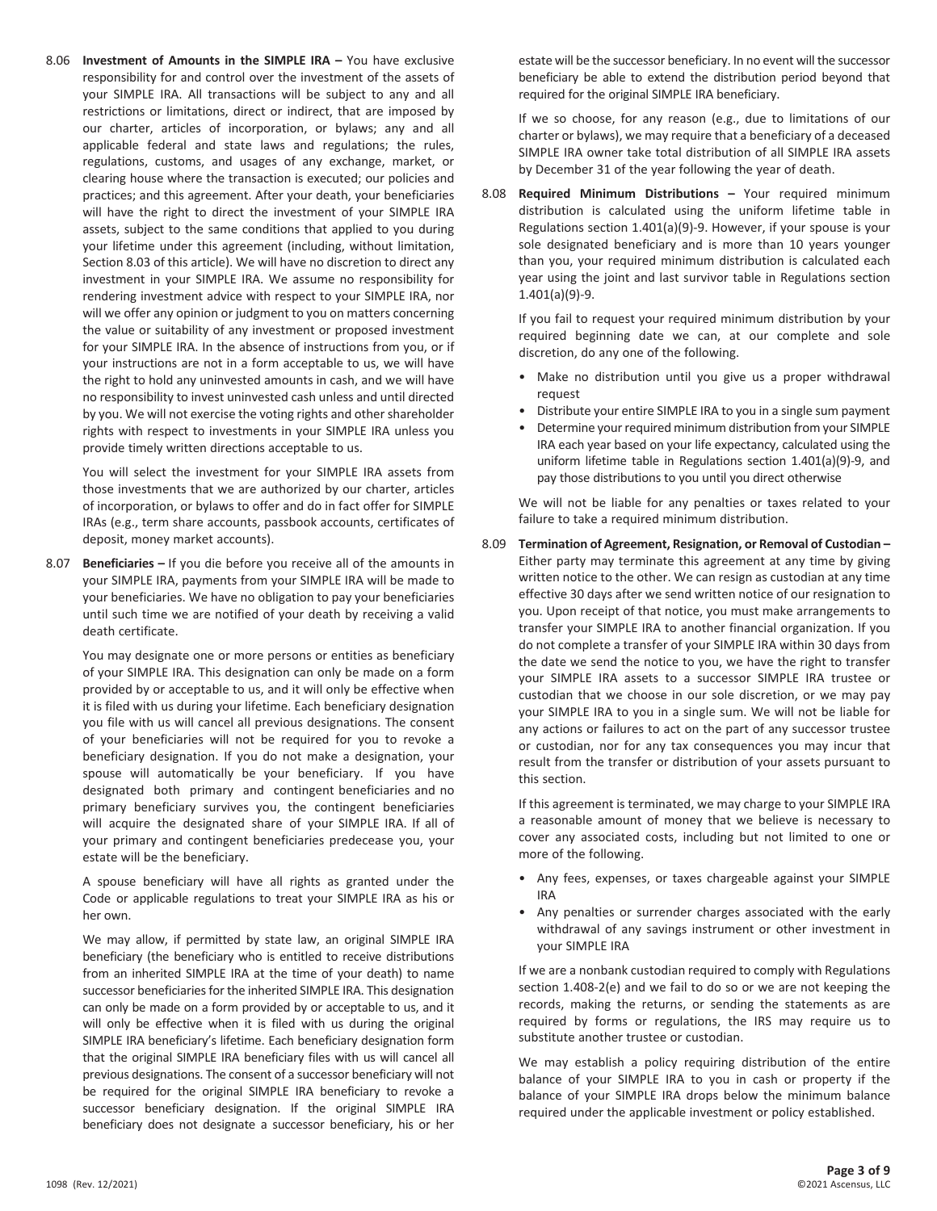8.06 **Investment of Amounts in the SIMPLE IRA –** You have exclusive responsibility for and control over the investment of the assets of your SIMPLE IRA. All transactions will be subject to any and all restrictions or limitations, direct or indirect, that are imposed by our charter, articles of incorporation, or bylaws; any and all applicable federal and state laws and regulations; the rules, regulations, customs, and usages of any exchange, market, or clearing house where the transaction is executed; our policies and practices; and this agreement. After your death, your beneficiaries will have the right to direct the investment of your SIMPLE IRA assets, subject to the same conditions that applied to you during your lifetime under this agreement (including, without limitation, Section 8.03 of this article). We will have no discretion to direct any investment in your SIMPLE IRA. We assume no responsibility for rendering investment advice with respect to your SIMPLE IRA, nor will we offer any opinion or judgment to you on matters concerning the value or suitability of any investment or proposed investment for your SIMPLE IRA. In the absence of instructions from you, or if your instructions are not in a form acceptable to us, we will have the right to hold any uninvested amounts in cash, and we will have no responsibility to invest uninvested cash unless and until directed by you. We will not exercise the voting rights and other shareholder rights with respect to investments in your SIMPLE IRA unless you provide timely written directions acceptable to us.

You will select the investment for your SIMPLE IRA assets from those investments that we are authorized by our charter, articles of incorporation, or bylaws to offer and do in fact offer for SIMPLE IRAs (e.g., term share accounts, passbook accounts, certificates of deposit, money market accounts).

8.07 **Beneficiaries –** If you die before you receive all of the amounts in your SIMPLE IRA, payments from your SIMPLE IRA will be made to your beneficiaries. We have no obligation to pay your beneficiaries until such time we are notified of your death by receiving a valid death certificate.

You may designate one or more persons or entities as beneficiary of your SIMPLE IRA. This designation can only be made on a form provided by or acceptable to us, and it will only be effective when it is filed with us during your lifetime. Each beneficiary designation you file with us will cancel all previous designations. The consent of your beneficiaries will not be required for you to revoke a beneficiary designation. If you do not make a designation, your spouse will automatically be your beneficiary. If you have designated both primary and contingent beneficiaries and no primary beneficiary survives you, the contingent beneficiaries will acquire the designated share of your SIMPLE IRA. If all of your primary and contingent beneficiaries predecease you, your estate will be the beneficiary.

A spouse beneficiary will have all rights as granted under the Code or applicable regulations to treat your SIMPLE IRA as his or her own.

We may allow, if permitted by state law, an original SIMPLE IRA beneficiary (the beneficiary who is entitled to receive distributions from an inherited SIMPLE IRA at the time of your death) to name successor beneficiaries for the inherited SIMPLE IRA. This designation can only be made on a form provided by or acceptable to us, and it will only be effective when it is filed with us during the original SIMPLE IRA beneficiary's lifetime. Each beneficiary designation form that the original SIMPLE IRA beneficiary files with us will cancel all previous designations. The consent of a successor beneficiary will not be required for the original SIMPLE IRA beneficiary to revoke a successor beneficiary designation. If the original SIMPLE IRA beneficiary does not designate a successor beneficiary, his or her estate will be the successor beneficiary. In no event will the successor beneficiary be able to extend the distribution period beyond that required for the original SIMPLE IRA beneficiary.

If we so choose, for any reason (e.g., due to limitations of our charter or bylaws), we may require that a beneficiary of a deceased SIMPLE IRA owner take total distribution of all SIMPLE IRA assets by December 31 of the year following the year of death.

8.08 **Required Minimum Distributions –** Your required minimum distribution is calculated using the uniform lifetime table in Regulations section 1.401(a)(9)-9. However, if your spouse is your sole designated beneficiary and is more than 10 years younger than you, your required minimum distribution is calculated each year using the joint and last survivor table in Regulations section 1.401(a)(9)-9.

If you fail to request your required minimum distribution by your required beginning date we can, at our complete and sole discretion, do any one of the following.

- Make no distribution until you give us a proper withdrawal request
- Distribute your entire SIMPLE IRA to you in a single sum payment
- Determine your required minimum distribution from your SIMPLE IRA each year based on your life expectancy, calculated using the uniform lifetime table in Regulations section 1.401(a)(9)-9, and pay those distributions to you until you direct otherwise

We will not be liable for any penalties or taxes related to your failure to take a required minimum distribution.

8.09 **Termination of Agreement, Resignation, or Removal of Custodian –** Either party may terminate this agreement at any time by giving written notice to the other. We can resign as custodian at any time effective 30 days after we send written notice of our resignation to you. Upon receipt of that notice, you must make arrangements to transfer your SIMPLE IRA to another financial organization. If you do not complete a transfer of your SIMPLE IRA within 30 days from the date we send the notice to you, we have the right to transfer your SIMPLE IRA assets to a successor SIMPLE IRA trustee or custodian that we choose in our sole discretion, or we may pay your SIMPLE IRA to you in a single sum. We will not be liable for any actions or failures to act on the part of any successor trustee or custodian, nor for any tax consequences you may incur that result from the transfer or distribution of your assets pursuant to this section.

If this agreement is terminated, we may charge to your SIMPLE IRA a reasonable amount of money that we believe is necessary to cover any associated costs, including but not limited to one or more of the following.

- Any fees, expenses, or taxes chargeable against your SIMPLE IRA
- Any penalties or surrender charges associated with the early withdrawal of any savings instrument or other investment in your SIMPLE IRA

If we are a nonbank custodian required to comply with Regulations section 1.408-2(e) and we fail to do so or we are not keeping the records, making the returns, or sending the statements as are required by forms or regulations, the IRS may require us to substitute another trustee or custodian.

We may establish a policy requiring distribution of the entire balance of your SIMPLE IRA to you in cash or property if the balance of your SIMPLE IRA drops below the minimum balance required under the applicable investment or policy established.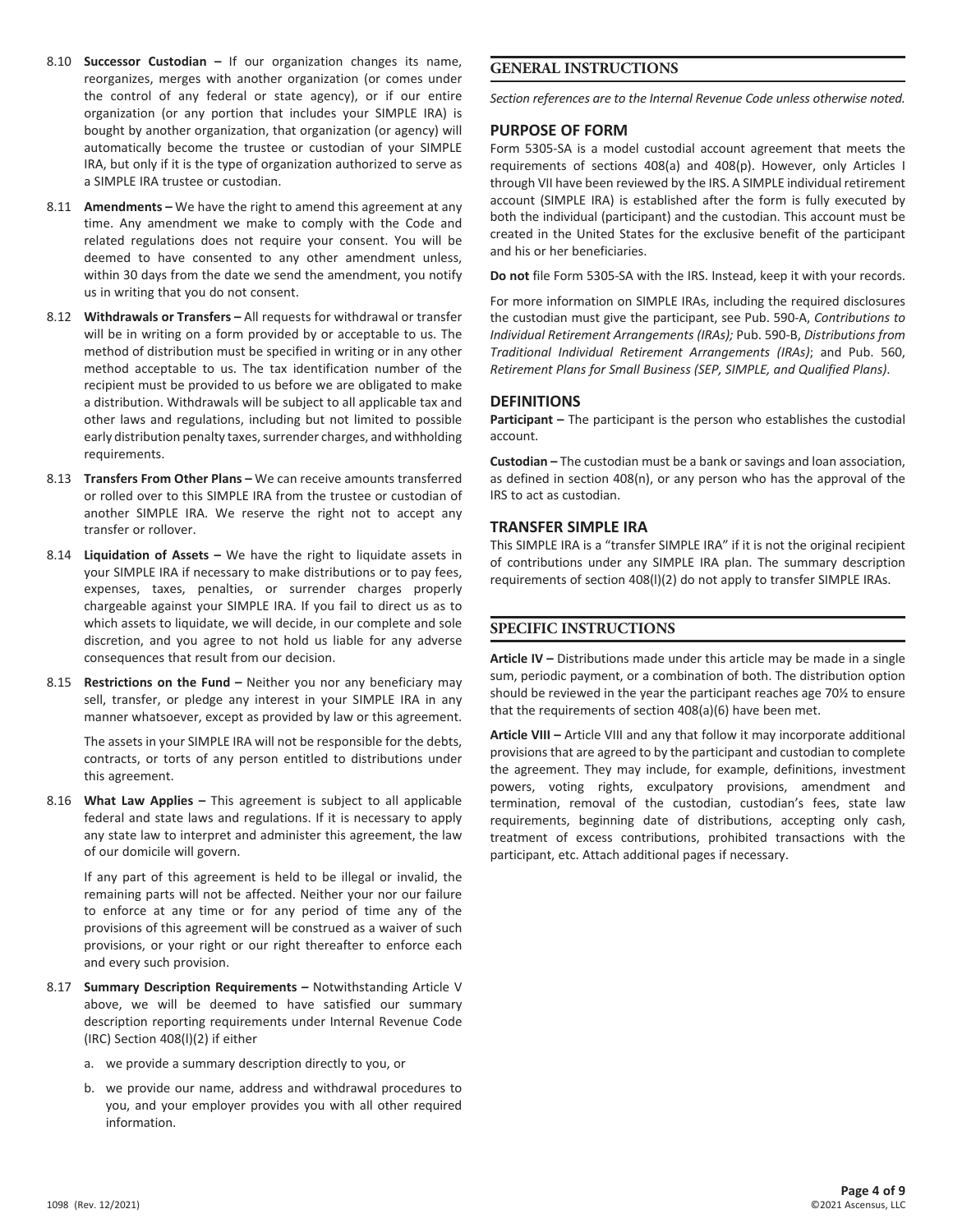8.10 **Successor Custodian –** If our organization changes its name, reorganizes, merges with another organization (or comes under the control of any federal or state agency), or if our entire organization (or any portion that includes your SIMPLE IRA) is bought by another organization, that organization (or agency) will automatically become the trustee or custodian of your SIMPLE IRA, but only if it is the type of organization authorized to serve as a SIMPLE IRA trustee or custodian.

8.11 **Amendments –** We have the right to amend this agreement at any time. Any amendment we make to comply with the Code and related regulations does not require your consent. You will be deemed to have consented to any other amendment unless, within 30 days from the date we send the amendment, you notify us in writing that you do not consent.

8.12 **Withdrawals or Transfers –** All requests for withdrawal or transfer will be in writing on a form provided by or acceptable to us. The method of distribution must be specified in writing or in any other method acceptable to us. The tax identification number of the recipient must be provided to us before we are obligated to make a distribution. Withdrawals will be subject to all applicable tax and other laws and regulations, including but not limited to possible early distribution penalty taxes, surrender charges, and withholding requirements.

8.13 **Transfers From Other Plans –** We can receive amounts transferred or rolled over to this SIMPLE IRA from the trustee or custodian of another SIMPLE IRA. We reserve the right not to accept any transfer or rollover.

8.14 **Liquidation of Assets –** We have the right to liquidate assets in your SIMPLE IRA if necessary to make distributions or to pay fees, expenses, taxes, penalties, or surrender charges properly chargeable against your SIMPLE IRA. If you fail to direct us as to which assets to liquidate, we will decide, in our complete and sole discretion, and you agree to not hold us liable for any adverse consequences that result from our decision.

8.15 **Restrictions on the Fund –** Neither you nor any beneficiary may sell, transfer, or pledge any interest in your SIMPLE IRA in any manner whatsoever, except as provided by law or this agreement.

The assets in your SIMPLE IRA will not be responsible for the debts, contracts, or torts of any person entitled to distributions under this agreement.

8.16 **What Law Applies –** This agreement is subject to all applicable federal and state laws and regulations. If it is necessary to apply any state law to interpret and administer this agreement, the law of our domicile will govern.

If any part of this agreement is held to be illegal or invalid, the remaining parts will not be affected. Neither your nor our failure to enforce at any time or for any period of time any of the provisions of this agreement will be construed as a waiver of such provisions, or your right or our right thereafter to enforce each and every such provision.

8.17 **Summary Description Requirements –** Notwithstanding Article V above, we will be deemed to have satisfied our summary description reporting requirements under Internal Revenue Code (IRC) Section 408(l)(2) if either

a. we provide a summary description directly to you, or

b. we provide our name, address and withdrawal procedures to you, and your employer provides you with all other required information.

## GENERAL INSTRUCTIONS

*Section references are to the Internal Revenue Code unless otherwise noted.*

### PURPOSE OF FORM

Form 5305-SA is a model custodial account agreement that meets the requirements of sections 408(a) and 408(p). However, only Articles I through VII have been reviewed by the IRS. A SIMPLE individual retirement account (SIMPLE IRA) is established after the form is fully executed by both the individual (participant) and the custodian. This account must be created in the United States for the exclusive benefit of the participant and his or her beneficiaries.

**Do not** file Form 5305-SA with the IRS. Instead, keep it with your records.

For more information on SIMPLE IRAs, including the required disclosures the custodian must give the participant, see Pub. 590-A, *Contributions to Individual Retirement Arrangements (IRAs);* Pub. 590-B, *Distributions from Traditional Individual Retirement Arrangements (IRAs)*; and Pub. 560, *Retirement Plans for Small Business (SEP, SIMPLE, and Qualified Plans)*.

### DEFINITIONS

**Participant –** The participant is the person who establishes the custodial account.

**Custodian –** The custodian must be a bank or savings and loan association, as defined in section 408(n), or any person who has the approval of the IRS to act as custodian.

### TRANSFER SIMPLE IRA

This SIMPLE IRA is a "transfer SIMPLE IRA" if it is not the original recipient of contributions under any SIMPLE IRA plan. The summary description requirements of section 408(l)(2) do not apply to transfer SIMPLE IRAs.

## SPECIFIC INSTRUCTIONS

**Article IV –** Distributions made under this article may be made in a single sum, periodic payment, or a combination of both. The distribution option should be reviewed in the year the participant reaches age 70½ to ensure that the requirements of section 408(a)(6) have been met.

**Article VIII –** Article VIII and any that follow it may incorporate additional provisions that are agreed to by the participant and custodian to complete the agreement. They may include, for example, definitions, investment powers, voting rights, exculpatory provisions, amendment and termination, removal of the custodian, custodian's fees, state law requirements, beginning date of distributions, accepting only cash, treatment of excess contributions, prohibited transactions with the participant, etc. Attach additional pages if necessary.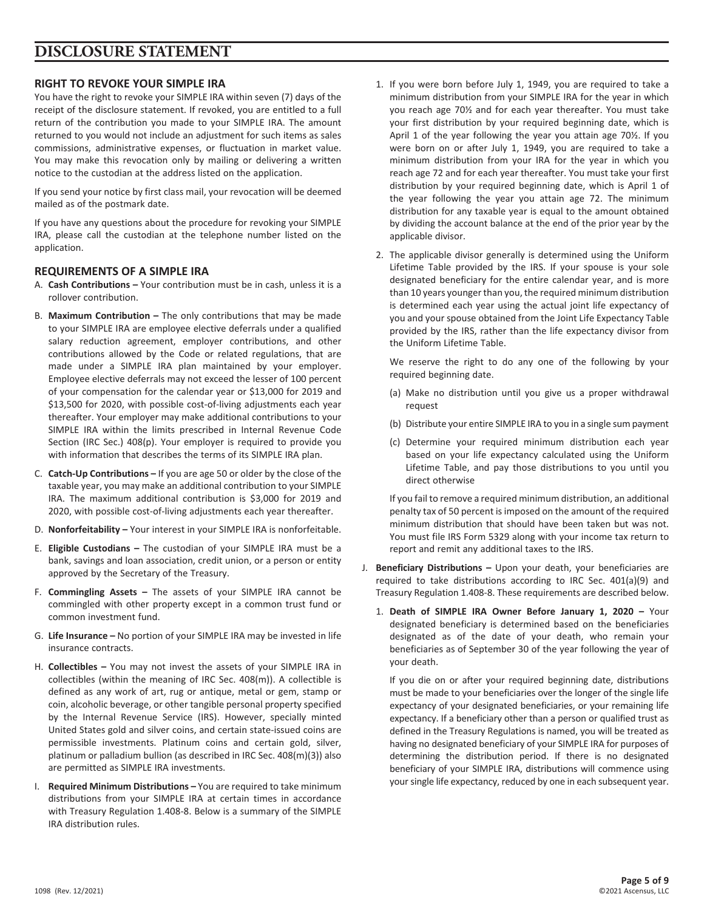# DISCLOSURE STATEMENT

## RIGHT TO REVOKE YOUR SIMPLE IRA

You have the right to revoke your SIMPLE IRA within seven (7) days of the receipt of the disclosure statement. If revoked, you are entitled to a full return of the contribution you made to your SIMPLE IRA. The amount returned to you would not include an adjustment for such items as sales commissions, administrative expenses, or fluctuation in market value. You may make this revocation only by mailing or delivering a written notice to the custodian at the address listed on the application.

If you send your notice by first class mail, your revocation will be deemed mailed as of the postmark date.

If you have any questions about the procedure for revoking your SIMPLE IRA, please call the custodian at the telephone number listed on the application.

## REQUIREMENTS OF A SIMPLE IRA

A. **Cash Contributions –** Your contribution must be in cash, unless it is a rollover contribution.

B. **Maximum Contribution –** The only contributions that may be made to your SIMPLE IRA are employee elective deferrals under a qualified salary reduction agreement, employer contributions, and other contributions allowed by the Code or related regulations, that are made under a SIMPLE IRA plan maintained by your employer. Employee elective deferrals may not exceed the lesser of 100 percent of your compensation for the calendar year or $13,000 for 2019 and $13,500 for 2020, with possible cost-of-living adjustments each year thereafter. Your employer may make additional contributions to your SIMPLE IRA within the limits prescribed in Internal Revenue Code Section (IRC Sec.) 408(p). Your employer is required to provide you with information that describes the terms of its SIMPLE IRA plan.

C. **Catch-Up Contributions –** If you are age 50 or older by the close of the taxable year, you may make an additional contribution to your SIMPLE IRA. The maximum additional contribution is $3,000 for 2019 and 2020, with possible cost-of-living adjustments each year thereafter.

D. **Nonforfeitability –** Your interest in your SIMPLE IRA is nonforfeitable.

E. **Eligible Custodians –** The custodian of your SIMPLE IRA must be a bank, savings and loan association, credit union, or a person or entity approved by the Secretary of the Treasury.

F. **Commingling Assets –** The assets of your SIMPLE IRA cannot be commingled with other property except in a common trust fund or common investment fund.

G. **Life Insurance –** No portion of your SIMPLE IRA may be invested in life insurance contracts.

H. **Collectibles –** You may not invest the assets of your SIMPLE IRA in collectibles (within the meaning of IRC Sec. 408(m)). A collectible is defined as any work of art, rug or antique, metal or gem, stamp or coin, alcoholic beverage, or other tangible personal property specified by the Internal Revenue Service (IRS). However, specially minted United States gold and silver coins, and certain state-issued coins are permissible investments. Platinum coins and certain gold, silver, platinum or palladium bullion (as described in IRC Sec. 408(m)(3)) also are permitted as SIMPLE IRA investments.

I. **Required Minimum Distributions –** You are required to take minimum distributions from your SIMPLE IRA at certain times in accordance with Treasury Regulation 1.408-8. Below is a summary of the SIMPLE IRA distribution rules.

   1. If you were born before July 1, 1949, you are required to take a minimum distribution from your SIMPLE IRA for the year in which you reach age 70½ and for each year thereafter. You must take your first distribution by your required beginning date, which is April 1 of the year following the year you attain age 70½. If you were born on or after July 1, 1949, you are required to take a minimum distribution from your IRA for the year in which you reach age 72 and for each year thereafter. You must take your first distribution by your required beginning date, which is April 1 of the year following the year you attain age 72. The minimum distribution for any taxable year is equal to the amount obtained by dividing the account balance at the end of the prior year by the applicable divisor.

   2. The applicable divisor generally is determined using the Uniform Lifetime Table provided by the IRS. If your spouse is your sole designated beneficiary for the entire calendar year, and is more than 10 years younger than you, the required minimum distribution is determined each year using the actual joint life expectancy of you and your spouse obtained from the Joint Life Expectancy Table provided by the IRS, rather than the life expectancy divisor from the Uniform Lifetime Table.

      We reserve the right to do any one of the following by your required beginning date.

      (a) Make no distribution until you give us a proper withdrawal request

      (b) Distribute your entire SIMPLE IRA to you in a single sum payment

      (c) Determine your required minimum distribution each year based on your life expectancy calculated using the Uniform Lifetime Table, and pay those distributions to you until you direct otherwise

      If you fail to remove a required minimum distribution, an additional penalty tax of 50 percent is imposed on the amount of the required minimum distribution that should have been taken but was not. You must file IRS Form 5329 along with your income tax return to report and remit any additional taxes to the IRS.

J. **Beneficiary Distributions –** Upon your death, your beneficiaries are required to take distributions according to IRC Sec. 401(a)(9) and Treasury Regulation 1.408-8. These requirements are described below.

   1. **Death of SIMPLE IRA Owner Before January 1, 2020 –** Your designated beneficiary is determined based on the beneficiaries designated as of the date of your death, who remain your beneficiaries as of September 30 of the year following the year of your death.

      If you die on or after your required beginning date, distributions must be made to your beneficiaries over the longer of the single life expectancy of your designated beneficiaries, or your remaining life expectancy. If a beneficiary other than a person or qualified trust as defined in the Treasury Regulations is named, you will be treated as having no designated beneficiary of your SIMPLE IRA for purposes of determining the distribution period. If there is no designated beneficiary of your SIMPLE IRA, distributions will commence using your single life expectancy, reduced by one in each subsequent year.

1098 (Rev. 12/2021)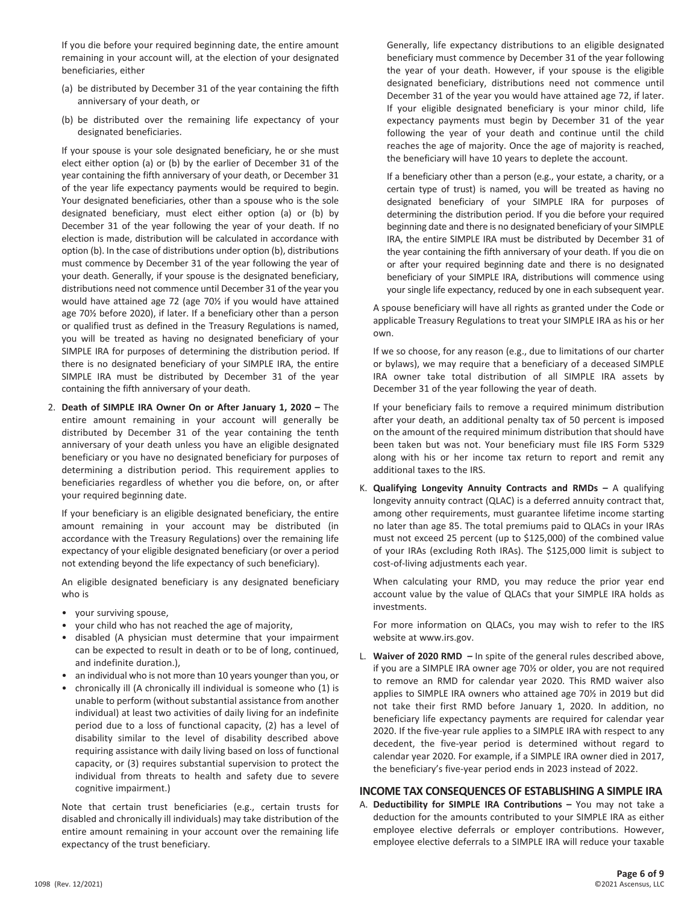If you die before your required beginning date, the entire amount remaining in your account will, at the election of your designated beneficiaries, either

(a) be distributed by December 31 of the year containing the fifth anniversary of your death, or

(b) be distributed over the remaining life expectancy of your designated beneficiaries.

If your spouse is your sole designated beneficiary, he or she must elect either option (a) or (b) by the earlier of December 31 of the year containing the fifth anniversary of your death, or December 31 of the year life expectancy payments would be required to begin. Your designated beneficiaries, other than a spouse who is the sole designated beneficiary, must elect either option (a) or (b) by December 31 of the year following the year of your death. If no election is made, distribution will be calculated in accordance with option (b). In the case of distributions under option (b), distributions must commence by December 31 of the year following the year of your death. Generally, if your spouse is the designated beneficiary, distributions need not commence until December 31 of the year you would have attained age 72 (age 70½ if you would have attained age 70½ before 2020), if later. If a beneficiary other than a person or qualified trust as defined in the Treasury Regulations is named, you will be treated as having no designated beneficiary of your SIMPLE IRA for purposes of determining the distribution period. If there is no designated beneficiary of your SIMPLE IRA, the entire SIMPLE IRA must be distributed by December 31 of the year containing the fifth anniversary of your death.

2. **Death of SIMPLE IRA Owner On or After January 1, 2020 –** The entire amount remaining in your account will generally be distributed by December 31 of the year containing the tenth anniversary of your death unless you have an eligible designated beneficiary or you have no designated beneficiary for purposes of determining a distribution period. This requirement applies to beneficiaries regardless of whether you die before, on, or after your required beginning date.

   If your beneficiary is an eligible designated beneficiary, the entire amount remaining in your account may be distributed (in accordance with the Treasury Regulations) over the remaining life expectancy of your eligible designated beneficiary (or over a period not extending beyond the life expectancy of such beneficiary).

   An eligible designated beneficiary is any designated beneficiary who is

   - your surviving spouse,
   - your child who has not reached the age of majority,
   - disabled (A physician must determine that your impairment can be expected to result in death or to be of long, continued, and indefinite duration.),
   - an individual who is not more than 10 years younger than you, or
   - chronically ill (A chronically ill individual is someone who (1) is unable to perform (without substantial assistance from another individual) at least two activities of daily living for an indefinite period due to a loss of functional capacity, (2) has a level of disability similar to the level of disability described above requiring assistance with daily living based on loss of functional capacity, or (3) requires substantial supervision to protect the individual from threats to health and safety due to severe cognitive impairment.)

   Note that certain trust beneficiaries (e.g., certain trusts for disabled and chronically ill individuals) may take distribution of the entire amount remaining in your account over the remaining life expectancy of the trust beneficiary.

   Generally, life expectancy distributions to an eligible designated beneficiary must commence by December 31 of the year following the year of your death. However, if your spouse is the eligible designated beneficiary, distributions need not commence until December 31 of the year you would have attained age 72, if later. If your eligible designated beneficiary is your minor child, life expectancy payments must begin by December 31 of the year following the year of your death and continue until the child reaches the age of majority. Once the age of majority is reached, the beneficiary will have 10 years to deplete the account.

   If a beneficiary other than a person (e.g., your estate, a charity, or a certain type of trust) is named, you will be treated as having no designated beneficiary of your SIMPLE IRA for purposes of determining the distribution period. If you die before your required beginning date and there is no designated beneficiary of your SIMPLE IRA, the entire SIMPLE IRA must be distributed by December 31 of the year containing the fifth anniversary of your death. If you die on or after your required beginning date and there is no designated beneficiary of your SIMPLE IRA, distributions will commence using your single life expectancy, reduced by one in each subsequent year.

A spouse beneficiary will have all rights as granted under the Code or applicable Treasury Regulations to treat your SIMPLE IRA as his or her own.

If we so choose, for any reason (e.g., due to limitations of our charter or bylaws), we may require that a beneficiary of a deceased SIMPLE IRA owner take total distribution of all SIMPLE IRA assets by December 31 of the year following the year of death.

If your beneficiary fails to remove a required minimum distribution after your death, an additional penalty tax of 50 percent is imposed on the amount of the required minimum distribution that should have been taken but was not. Your beneficiary must file IRS Form 5329 along with his or her income tax return to report and remit any additional taxes to the IRS.

K. **Qualifying Longevity Annuity Contracts and RMDs –** A qualifying longevity annuity contract (QLAC) is a deferred annuity contract that, among other requirements, must guarantee lifetime income starting no later than age 85. The total premiums paid to QLACs in your IRAs must not exceed 25 percent (up to $125,000) of the combined value of your IRAs (excluding Roth IRAs). The $125,000 limit is subject to cost-of-living adjustments each year.

   When calculating your RMD, you may reduce the prior year end account value by the value of QLACs that your SIMPLE IRA holds as investments.

   For more information on QLACs, you may wish to refer to the IRS website at www.irs.gov.

L. **Waiver of 2020 RMD –** In spite of the general rules described above, if you are a SIMPLE IRA owner age 70½ or older, you are not required to remove an RMD for calendar year 2020. This RMD waiver also applies to SIMPLE IRA owners who attained age 70½ in 2019 but did not take their first RMD before January 1, 2020. In addition, no beneficiary life expectancy payments are required for calendar year 2020. If the five-year rule applies to a SIMPLE IRA with respect to any decedent, the five-year period is determined without regard to calendar year 2020. For example, if a SIMPLE IRA owner died in 2017, the beneficiary's five-year period ends in 2023 instead of 2022.

## INCOME TAX CONSEQUENCES OF ESTABLISHING A SIMPLE IRA

A. **Deductibility for SIMPLE IRA Contributions –** You may not take a deduction for the amounts contributed to your SIMPLE IRA as either employee elective deferrals or employer contributions. However, employee elective deferrals to a SIMPLE IRA will reduce your taxable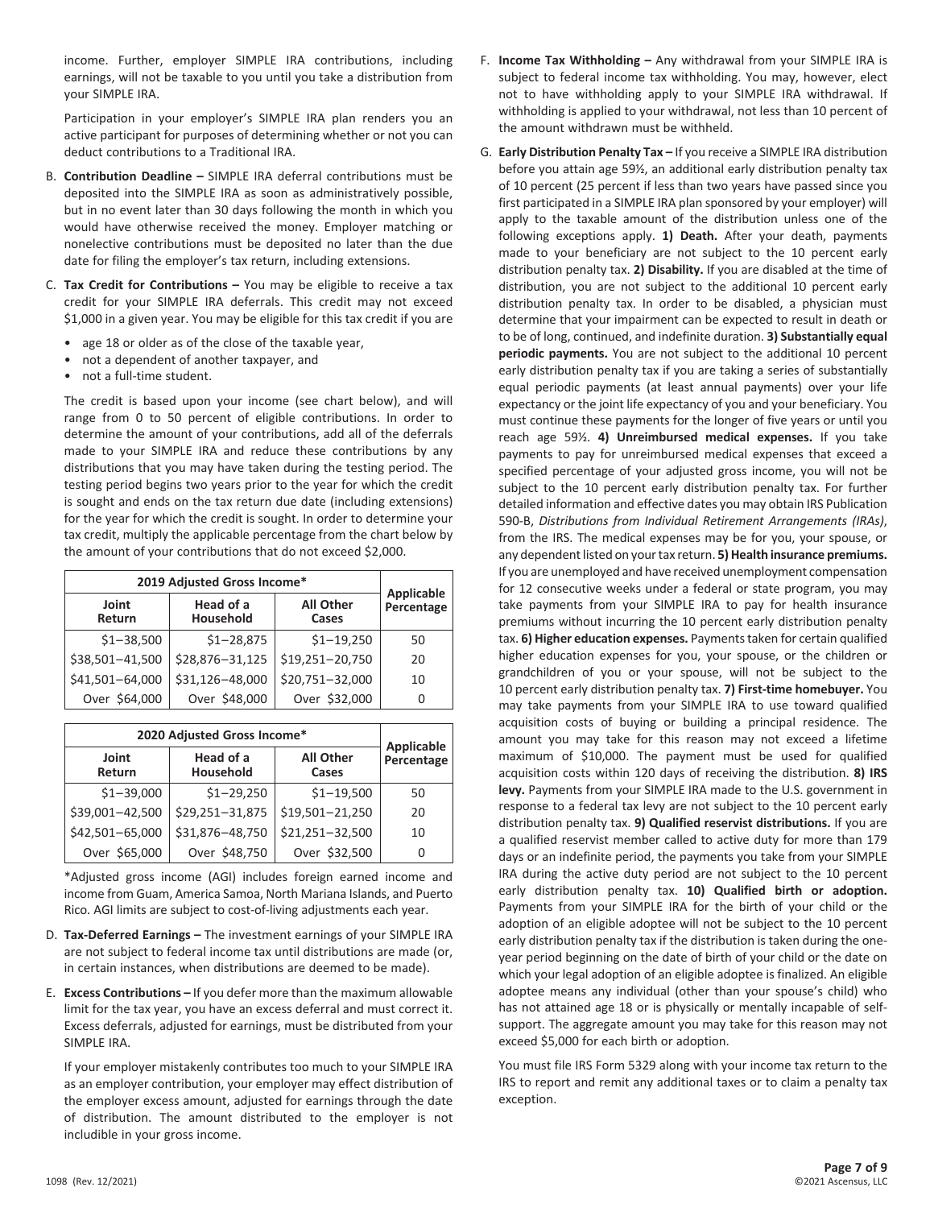income. Further, employer SIMPLE IRA contributions, including earnings, will not be taxable to you until you take a distribution from your SIMPLE IRA.

Participation in your employer's SIMPLE IRA plan renders you an active participant for purposes of determining whether or not you can deduct contributions to a Traditional IRA.

B. **Contribution Deadline –** SIMPLE IRA deferral contributions must be deposited into the SIMPLE IRA as soon as administratively possible, but in no event later than 30 days following the month in which you would have otherwise received the money. Employer matching or nonelective contributions must be deposited no later than the due date for filing the employer's tax return, including extensions.

C. **Tax Credit for Contributions –** You may be eligible to receive a tax credit for your SIMPLE IRA deferrals. This credit may not exceed $1,000 in a given year. You may be eligible for this tax credit if you are

- age 18 or older as of the close of the taxable year,
- not a dependent of another taxpayer, and
- not a full-time student.

The credit is based upon your income (see chart below), and will range from 0 to 50 percent of eligible contributions. In order to determine the amount of your contributions, add all of the deferrals made to your SIMPLE IRA and reduce these contributions by any distributions that you may have taken during the testing period. The testing period begins two years prior to the year for which the credit is sought and ends on the tax return due date (including extensions) for the year for which the credit is sought. In order to determine your tax credit, multiply the applicable percentage from the chart below by the amount of your contributions that do not exceed $2,000.

| 2019 Adjusted Gross Income* | | | Applicable Percentage |
|---|---|---|---|
| Joint Return | Head of a Household | All Other Cases | |
| $1–38,500 | $1–28,875 | $1–19,250 | 50 |
| $38,501–41,500 | $28,876–31,125 | $19,251–20,750 | 20 |
| $41,501–64,000 | $31,126–48,000 | $20,751–32,000 | 10 |
| Over $64,000 | Over $48,000 | Over $32,000 | 0 |

| 2020 Adjusted Gross Income* | | | Applicable Percentage |
|---|---|---|---|
| Joint Return | Head of a Household | All Other Cases | |
| $1–39,000 | $1–29,250 | $1–19,500 | 50 |
| $39,001–42,500 | $29,251–31,875 | $19,501–21,250 | 20 |
| $42,501–65,000 | $31,876–48,750 | $21,251–32,500 | 10 |
| Over $65,000 | Over $48,750 | Over $32,500 | 0 |

*Adjusted gross income (AGI) includes foreign earned income and income from Guam, America Samoa, North Mariana Islands, and Puerto Rico. AGI limits are subject to cost-of-living adjustments each year.

D. **Tax-Deferred Earnings –** The investment earnings of your SIMPLE IRA are not subject to federal income tax until distributions are made (or, in certain instances, when distributions are deemed to be made).

E. **Excess Contributions –** If you defer more than the maximum allowable limit for the tax year, you have an excess deferral and must correct it. Excess deferrals, adjusted for earnings, must be distributed from your SIMPLE IRA.

If your employer mistakenly contributes too much to your SIMPLE IRA as an employer contribution, your employer may effect distribution of the employer excess amount, adjusted for earnings through the date of distribution. The amount distributed to the employer is not includible in your gross income.

F. **Income Tax Withholding –** Any withdrawal from your SIMPLE IRA is subject to federal income tax withholding. You may, however, elect not to have withholding apply to your SIMPLE IRA withdrawal. If withholding is applied to your withdrawal, not less than 10 percent of the amount withdrawn must be withheld.

G. **Early Distribution Penalty Tax –** If you receive a SIMPLE IRA distribution before you attain age 59½, an additional early distribution penalty tax of 10 percent (25 percent if less than two years have passed since you first participated in a SIMPLE IRA plan sponsored by your employer) will apply to the taxable amount of the distribution unless one of the following exceptions apply. **1) Death.** After your death, payments made to your beneficiary are not subject to the 10 percent early distribution penalty tax. **2) Disability.** If you are disabled at the time of distribution, you are not subject to the additional 10 percent early distribution penalty tax. In order to be disabled, a physician must determine that your impairment can be expected to result in death or to be of long, continued, and indefinite duration. **3) Substantially equal periodic payments.** You are not subject to the additional 10 percent early distribution penalty tax if you are taking a series of substantially equal periodic payments (at least annual payments) over your life expectancy or the joint life expectancy of you and your beneficiary. You must continue these payments for the longer of five years or until you reach age 59½. **4) Unreimbursed medical expenses.** If you take payments to pay for unreimbursed medical expenses that exceed a specified percentage of your adjusted gross income, you will not be subject to the 10 percent early distribution penalty tax. For further detailed information and effective dates you may obtain IRS Publication 590-B, *Distributions from Individual Retirement Arrangements (IRAs)*, from the IRS. The medical expenses may be for you, your spouse, or any dependent listed on your tax return. **5) Health insurance premiums.** If you are unemployed and have received unemployment compensation for 12 consecutive weeks under a federal or state program, you may take payments from your SIMPLE IRA to pay for health insurance premiums without incurring the 10 percent early distribution penalty tax. **6) Higher education expenses.** Payments taken for certain qualified higher education expenses for you, your spouse, or the children or grandchildren of you or your spouse, will not be subject to the 10 percent early distribution penalty tax. **7) First-time homebuyer.** You may take payments from your SIMPLE IRA to use toward qualified acquisition costs of buying or building a principal residence. The amount you may take for this reason may not exceed a lifetime maximum of $10,000. The payment must be used for qualified acquisition costs within 120 days of receiving the distribution. **8) IRS levy.** Payments from your SIMPLE IRA made to the U.S. government in response to a federal tax levy are not subject to the 10 percent early distribution penalty tax. **9) Qualified reservist distributions.** If you are a qualified reservist member called to active duty for more than 179 days or an indefinite period, the payments you take from your SIMPLE IRA during the active duty period are not subject to the 10 percent early distribution penalty tax. **10) Qualified birth or adoption.** Payments from your SIMPLE IRA for the birth of your child or the adoption of an eligible adoptee will not be subject to the 10 percent early distribution penalty tax if the distribution is taken during the one-year period beginning on the date of birth of your child or the date on which your legal adoption of an eligible adoptee is finalized. An eligible adoptee means any individual (other than your spouse's child) who has not attained age 18 or is physically or mentally incapable of self-support. The aggregate amount you may take for this reason may not exceed $5,000 for each birth or adoption.

You must file IRS Form 5329 along with your income tax return to the IRS to report and remit any additional taxes or to claim a penalty tax exception.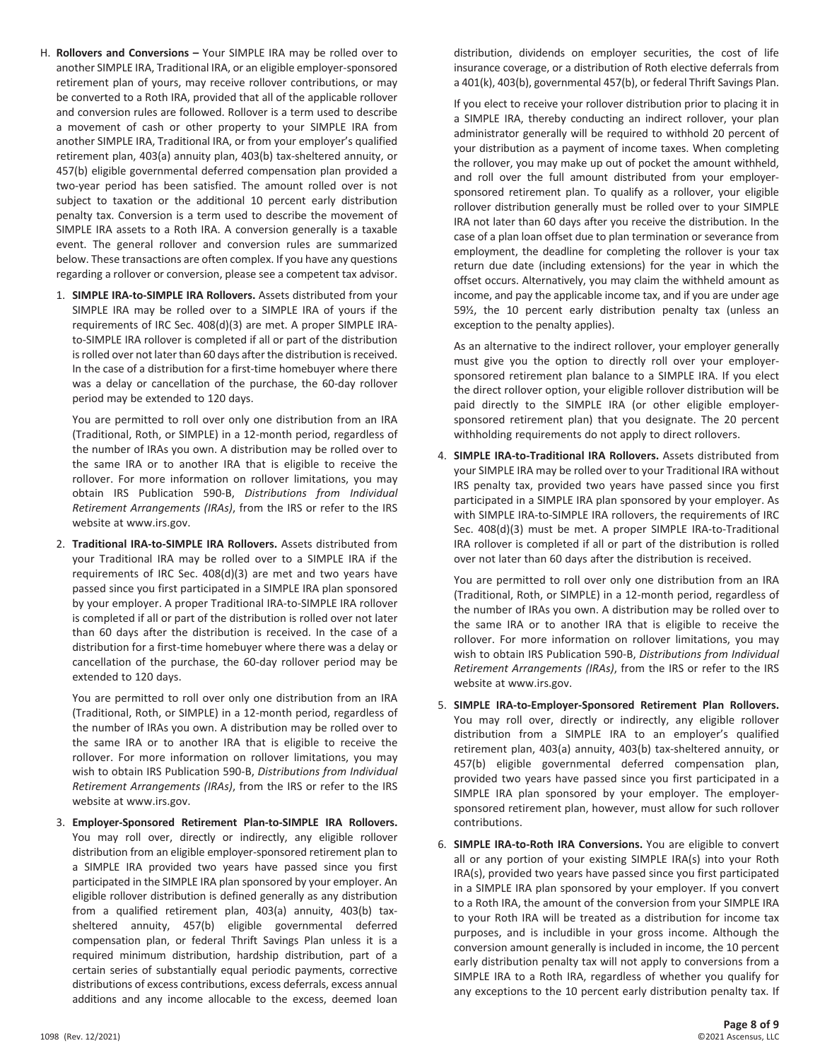H. **Rollovers and Conversions –** Your SIMPLE IRA may be rolled over to another SIMPLE IRA, Traditional IRA, or an eligible employer-sponsored retirement plan of yours, may receive rollover contributions, or may be converted to a Roth IRA, provided that all of the applicable rollover and conversion rules are followed. Rollover is a term used to describe a movement of cash or other property to your SIMPLE IRA from another SIMPLE IRA, Traditional IRA, or from your employer's qualified retirement plan, 403(a) annuity plan, 403(b) tax-sheltered annuity, or 457(b) eligible governmental deferred compensation plan provided a two-year period has been satisfied. The amount rolled over is not subject to taxation or the additional 10 percent early distribution penalty tax. Conversion is a term used to describe the movement of SIMPLE IRA assets to a Roth IRA. A conversion generally is a taxable event. The general rollover and conversion rules are summarized below. These transactions are often complex. If you have any questions regarding a rollover or conversion, please see a competent tax advisor.

1. **SIMPLE IRA-to-SIMPLE IRA Rollovers.** Assets distributed from your SIMPLE IRA may be rolled over to a SIMPLE IRA of yours if the requirements of IRC Sec. 408(d)(3) are met. A proper SIMPLE IRA-to-SIMPLE IRA rollover is completed if all or part of the distribution is rolled over not later than 60 days after the distribution is received. In the case of a distribution for a first-time homebuyer where there was a delay or cancellation of the purchase, the 60-day rollover period may be extended to 120 days.

   You are permitted to roll over only one distribution from an IRA (Traditional, Roth, or SIMPLE) in a 12-month period, regardless of the number of IRAs you own. A distribution may be rolled over to the same IRA or to another IRA that is eligible to receive the rollover. For more information on rollover limitations, you may obtain IRS Publication 590-B, *Distributions from Individual Retirement Arrangements (IRAs)*, from the IRS or refer to the IRS website at www.irs.gov.

2. **Traditional IRA-to-SIMPLE IRA Rollovers.** Assets distributed from your Traditional IRA may be rolled over to a SIMPLE IRA if the requirements of IRC Sec. 408(d)(3) are met and two years have passed since you first participated in a SIMPLE IRA plan sponsored by your employer. A proper Traditional IRA-to-SIMPLE IRA rollover is completed if all or part of the distribution is rolled over not later than 60 days after the distribution is received. In the case of a distribution for a first-time homebuyer where there was a delay or cancellation of the purchase, the 60-day rollover period may be extended to 120 days.

   You are permitted to roll over only one distribution from an IRA (Traditional, Roth, or SIMPLE) in a 12-month period, regardless of the number of IRAs you own. A distribution may be rolled over to the same IRA or to another IRA that is eligible to receive the rollover. For more information on rollover limitations, you may wish to obtain IRS Publication 590-B, *Distributions from Individual Retirement Arrangements (IRAs)*, from the IRS or refer to the IRS website at www.irs.gov.

3. **Employer-Sponsored Retirement Plan-to-SIMPLE IRA Rollovers.** You may roll over, directly or indirectly, any eligible rollover distribution from an eligible employer-sponsored retirement plan to a SIMPLE IRA provided two years have passed since you first participated in the SIMPLE IRA plan sponsored by your employer. An eligible rollover distribution is defined generally as any distribution from a qualified retirement plan, 403(a) annuity, 403(b) tax-sheltered annuity, 457(b) eligible governmental deferred compensation plan, or federal Thrift Savings Plan unless it is a required minimum distribution, hardship distribution, part of a certain series of substantially equal periodic payments, corrective distributions of excess contributions, excess deferrals, excess annual additions and any income allocable to the excess, deemed loan distribution, dividends on employer securities, the cost of life insurance coverage, or a distribution of Roth elective deferrals from a 401(k), 403(b), governmental 457(b), or federal Thrift Savings Plan.

   If you elect to receive your rollover distribution prior to placing it in a SIMPLE IRA, thereby conducting an indirect rollover, your plan administrator generally will be required to withhold 20 percent of your distribution as a payment of income taxes. When completing the rollover, you may make up out of pocket the amount withheld, and roll over the full amount distributed from your employer-sponsored retirement plan. To qualify as a rollover, your eligible rollover distribution generally must be rolled over to your SIMPLE IRA not later than 60 days after you receive the distribution. In the case of a plan loan offset due to plan termination or severance from employment, the deadline for completing the rollover is your tax return due date (including extensions) for the year in which the offset occurs. Alternatively, you may claim the withheld amount as income, and pay the applicable income tax, and if you are under age 59½, the 10 percent early distribution penalty tax (unless an exception to the penalty applies).

   As an alternative to the indirect rollover, your employer generally must give you the option to directly roll over your employer-sponsored retirement plan balance to a SIMPLE IRA. If you elect the direct rollover option, your eligible rollover distribution will be paid directly to the SIMPLE IRA (or other eligible employer-sponsored retirement plan) that you designate. The 20 percent withholding requirements do not apply to direct rollovers.

4. **SIMPLE IRA-to-Traditional IRA Rollovers.** Assets distributed from your SIMPLE IRA may be rolled over to your Traditional IRA without IRS penalty tax, provided two years have passed since you first participated in a SIMPLE IRA plan sponsored by your employer. As with SIMPLE IRA-to-SIMPLE IRA rollovers, the requirements of IRC Sec. 408(d)(3) must be met. A proper SIMPLE IRA-to-Traditional IRA rollover is completed if all or part of the distribution is rolled over not later than 60 days after the distribution is received.

   You are permitted to roll over only one distribution from an IRA (Traditional, Roth, or SIMPLE) in a 12-month period, regardless of the number of IRAs you own. A distribution may be rolled over to the same IRA or to another IRA that is eligible to receive the rollover. For more information on rollover limitations, you may wish to obtain IRS Publication 590-B, *Distributions from Individual Retirement Arrangements (IRAs)*, from the IRS or refer to the IRS website at www.irs.gov.

5. **SIMPLE IRA-to-Employer-Sponsored Retirement Plan Rollovers.** You may roll over, directly or indirectly, any eligible rollover distribution from a SIMPLE IRA to an employer's qualified retirement plan, 403(a) annuity, 403(b) tax-sheltered annuity, or 457(b) eligible governmental deferred compensation plan, provided two years have passed since you first participated in a SIMPLE IRA plan sponsored by your employer. The employer-sponsored retirement plan, however, must allow for such rollover contributions.

6. **SIMPLE IRA-to-Roth IRA Conversions.** You are eligible to convert all or any portion of your existing SIMPLE IRA(s) into your Roth IRA(s), provided two years have passed since you first participated in a SIMPLE IRA plan sponsored by your employer. If you convert to a Roth IRA, the amount of the conversion from your SIMPLE IRA to your Roth IRA will be treated as a distribution for income tax purposes, and is includible in your gross income. Although the conversion amount generally is included in income, the 10 percent early distribution penalty tax will not apply to conversions from a SIMPLE IRA to a Roth IRA, regardless of whether you qualify for any exceptions to the 10 percent early distribution penalty tax. If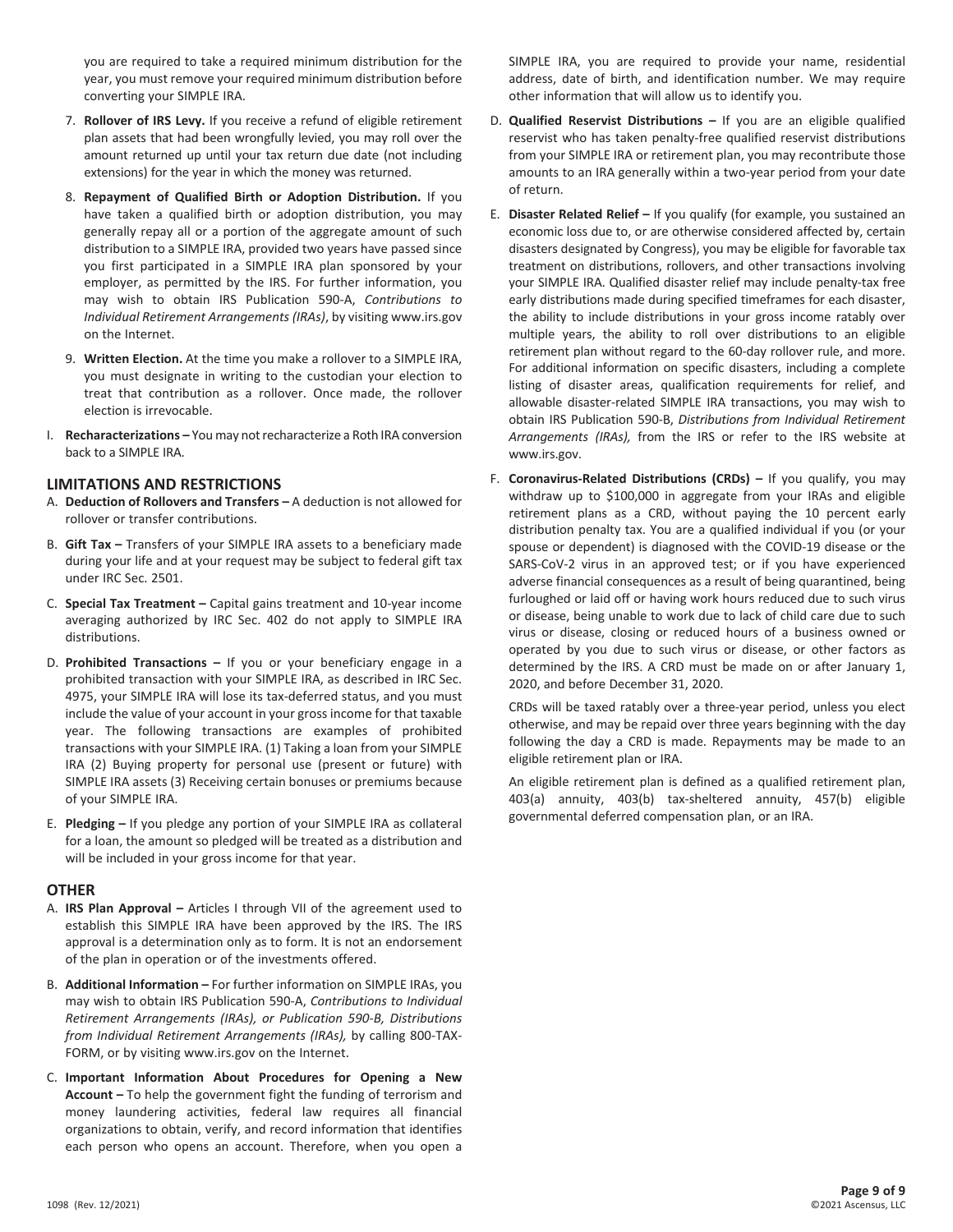you are required to take a required minimum distribution for the year, you must remove your required minimum distribution before converting your SIMPLE IRA.

7. **Rollover of IRS Levy.** If you receive a refund of eligible retirement plan assets that had been wrongfully levied, you may roll over the amount returned up until your tax return due date (not including extensions) for the year in which the money was returned.

8. **Repayment of Qualified Birth or Adoption Distribution.** If you have taken a qualified birth or adoption distribution, you may generally repay all or a portion of the aggregate amount of such distribution to a SIMPLE IRA, provided two years have passed since you first participated in a SIMPLE IRA plan sponsored by your employer, as permitted by the IRS. For further information, you may wish to obtain IRS Publication 590-A, *Contributions to Individual Retirement Arrangements (IRAs)*, by visiting www.irs.gov on the Internet.

9. **Written Election.** At the time you make a rollover to a SIMPLE IRA, you must designate in writing to the custodian your election to treat that contribution as a rollover. Once made, the rollover election is irrevocable.

I. **Recharacterizations –** You may not recharacterize a Roth IRA conversion back to a SIMPLE IRA.

## LIMITATIONS AND RESTRICTIONS

A. **Deduction of Rollovers and Transfers –** A deduction is not allowed for rollover or transfer contributions.

B. **Gift Tax –** Transfers of your SIMPLE IRA assets to a beneficiary made during your life and at your request may be subject to federal gift tax under IRC Sec. 2501.

C. **Special Tax Treatment –** Capital gains treatment and 10-year income averaging authorized by IRC Sec. 402 do not apply to SIMPLE IRA distributions.

D. **Prohibited Transactions –** If you or your beneficiary engage in a prohibited transaction with your SIMPLE IRA, as described in IRC Sec. 4975, your SIMPLE IRA will lose its tax-deferred status, and you must include the value of your account in your gross income for that taxable year. The following transactions are examples of prohibited transactions with your SIMPLE IRA. (1) Taking a loan from your SIMPLE IRA (2) Buying property for personal use (present or future) with SIMPLE IRA assets (3) Receiving certain bonuses or premiums because of your SIMPLE IRA.

E. **Pledging –** If you pledge any portion of your SIMPLE IRA as collateral for a loan, the amount so pledged will be treated as a distribution and will be included in your gross income for that year.

## OTHER

A. **IRS Plan Approval –** Articles I through VII of the agreement used to establish this SIMPLE IRA have been approved by the IRS. The IRS approval is a determination only as to form. It is not an endorsement of the plan in operation or of the investments offered.

B. **Additional Information –** For further information on SIMPLE IRAs, you may wish to obtain IRS Publication 590-A, *Contributions to Individual Retirement Arrangements (IRAs), or Publication 590-B, Distributions from Individual Retirement Arrangements (IRAs),* by calling 800-TAX-FORM, or by visiting www.irs.gov on the Internet.

C. **Important Information About Procedures for Opening a New Account –** To help the government fight the funding of terrorism and money laundering activities, federal law requires all financial organizations to obtain, verify, and record information that identifies each person who opens an account. Therefore, when you open a SIMPLE IRA, you are required to provide your name, residential address, date of birth, and identification number. We may require other information that will allow us to identify you.

D. **Qualified Reservist Distributions –** If you are an eligible qualified reservist who has taken penalty-free qualified reservist distributions from your SIMPLE IRA or retirement plan, you may recontribute those amounts to an IRA generally within a two-year period from your date of return.

E. **Disaster Related Relief –** If you qualify (for example, you sustained an economic loss due to, or are otherwise considered affected by, certain disasters designated by Congress), you may be eligible for favorable tax treatment on distributions, rollovers, and other transactions involving your SIMPLE IRA. Qualified disaster relief may include penalty-tax free early distributions made during specified timeframes for each disaster, the ability to include distributions in your gross income ratably over multiple years, the ability to roll over distributions to an eligible retirement plan without regard to the 60-day rollover rule, and more. For additional information on specific disasters, including a complete listing of disaster areas, qualification requirements for relief, and allowable disaster-related SIMPLE IRA transactions, you may wish to obtain IRS Publication 590-B, *Distributions from Individual Retirement Arrangements (IRAs),* from the IRS or refer to the IRS website at www.irs.gov.

F. **Coronavirus-Related Distributions (CRDs) –** If you qualify, you may withdraw up to $100,000 in aggregate from your IRAs and eligible retirement plans as a CRD, without paying the 10 percent early distribution penalty tax. You are a qualified individual if you (or your spouse or dependent) is diagnosed with the COVID-19 disease or the SARS-CoV-2 virus in an approved test; or if you have experienced adverse financial consequences as a result of being quarantined, being furloughed or laid off or having work hours reduced due to such virus or disease, being unable to work due to lack of child care due to such virus or disease, closing or reduced hours of a business owned or operated by you due to such virus or disease, or other factors as determined by the IRS. A CRD must be made on or after January 1, 2020, and before December 31, 2020.

CRDs will be taxed ratably over a three-year period, unless you elect otherwise, and may be repaid over three years beginning with the day following the day a CRD is made. Repayments may be made to an eligible retirement plan or IRA.

An eligible retirement plan is defined as a qualified retirement plan, 403(a) annuity, 403(b) tax-sheltered annuity, 457(b) eligible governmental deferred compensation plan, or an IRA.